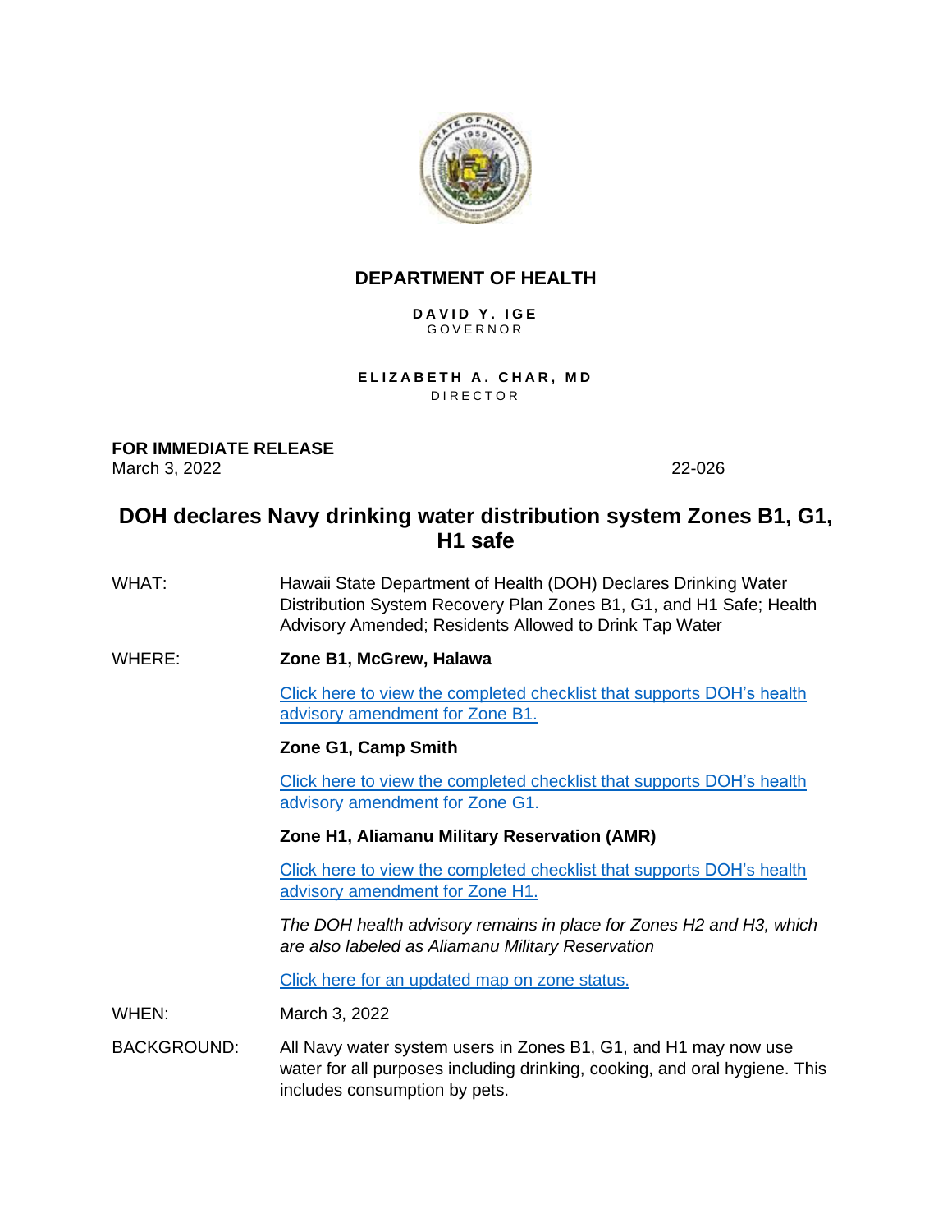**DEPARTMENT OF HEALTH**

**DAVID Y. IGE**
GOVERNOR

**ELIZABETH A. CHAR, MD**
DIRECTOR

**FOR IMMEDIATE RELEASE**
March 3, 2022 22-026

# DOH declares Navy drinking water distribution system Zones B1, G1, H1 safe

WHAT: Hawaii State Department of Health (DOH) Declares Drinking Water Distribution System Recovery Plan Zones B1, G1, and H1 Safe; Health Advisory Amended; Residents Allowed to Drink Tap Water

WHERE: **Zone B1, McGrew, Halawa**

Click here to view the completed checklist that supports DOH's health advisory amendment for Zone B1.

**Zone G1, Camp Smith**

Click here to view the completed checklist that supports DOH's health advisory amendment for Zone G1.

**Zone H1, Aliamanu Military Reservation (AMR)**

Click here to view the completed checklist that supports DOH's health advisory amendment for Zone H1.

*The DOH health advisory remains in place for Zones H2 and H3, which are also labeled as Aliamanu Military Reservation*

Click here for an updated map on zone status.

WHEN: March 3, 2022

BACKGROUND: All Navy water system users in Zones B1, G1, and H1 may now use water for all purposes including drinking, cooking, and oral hygiene. This includes consumption by pets.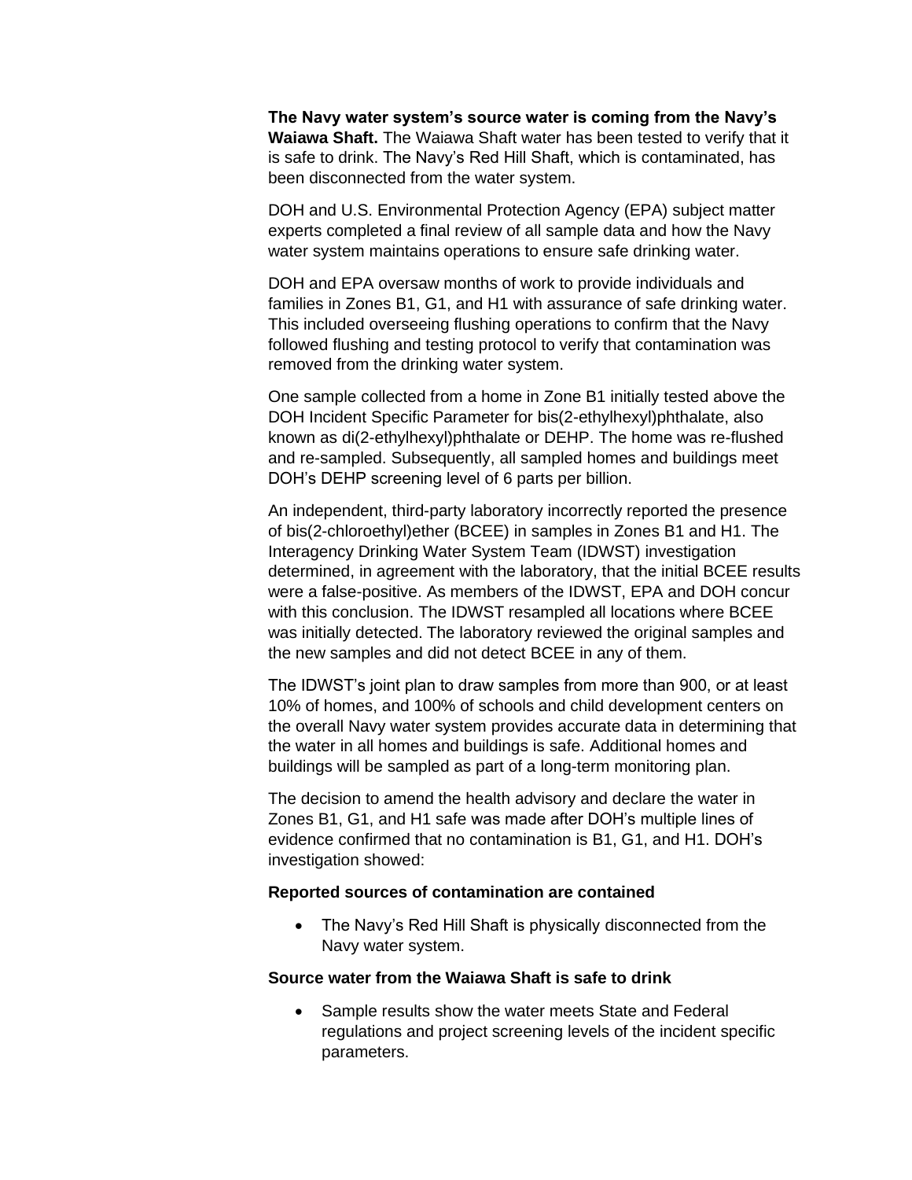**The Navy water system's source water is coming from the Navy's Waiawa Shaft.** The Waiawa Shaft water has been tested to verify that it is safe to drink. The Navy's Red Hill Shaft, which is contaminated, has been disconnected from the water system.

DOH and U.S. Environmental Protection Agency (EPA) subject matter experts completed a final review of all sample data and how the Navy water system maintains operations to ensure safe drinking water.

DOH and EPA oversaw months of work to provide individuals and families in Zones B1, G1, and H1 with assurance of safe drinking water. This included overseeing flushing operations to confirm that the Navy followed flushing and testing protocol to verify that contamination was removed from the drinking water system.

One sample collected from a home in Zone B1 initially tested above the DOH Incident Specific Parameter for bis(2-ethylhexyl)phthalate, also known as di(2-ethylhexyl)phthalate or DEHP. The home was re-flushed and re-sampled. Subsequently, all sampled homes and buildings meet DOH's DEHP screening level of 6 parts per billion.

An independent, third-party laboratory incorrectly reported the presence of bis(2-chloroethyl)ether (BCEE) in samples in Zones B1 and H1. The Interagency Drinking Water System Team (IDWST) investigation determined, in agreement with the laboratory, that the initial BCEE results were a false-positive. As members of the IDWST, EPA and DOH concur with this conclusion. The IDWST resampled all locations where BCEE was initially detected. The laboratory reviewed the original samples and the new samples and did not detect BCEE in any of them.

The IDWST's joint plan to draw samples from more than 900, or at least 10% of homes, and 100% of schools and child development centers on the overall Navy water system provides accurate data in determining that the water in all homes and buildings is safe. Additional homes and buildings will be sampled as part of a long-term monitoring plan.

The decision to amend the health advisory and declare the water in Zones B1, G1, and H1 safe was made after DOH's multiple lines of evidence confirmed that no contamination is B1, G1, and H1. DOH's investigation showed:

**Reported sources of contamination are contained**

- The Navy's Red Hill Shaft is physically disconnected from the Navy water system.

**Source water from the Waiawa Shaft is safe to drink**

- Sample results show the water meets State and Federal regulations and project screening levels of the incident specific parameters.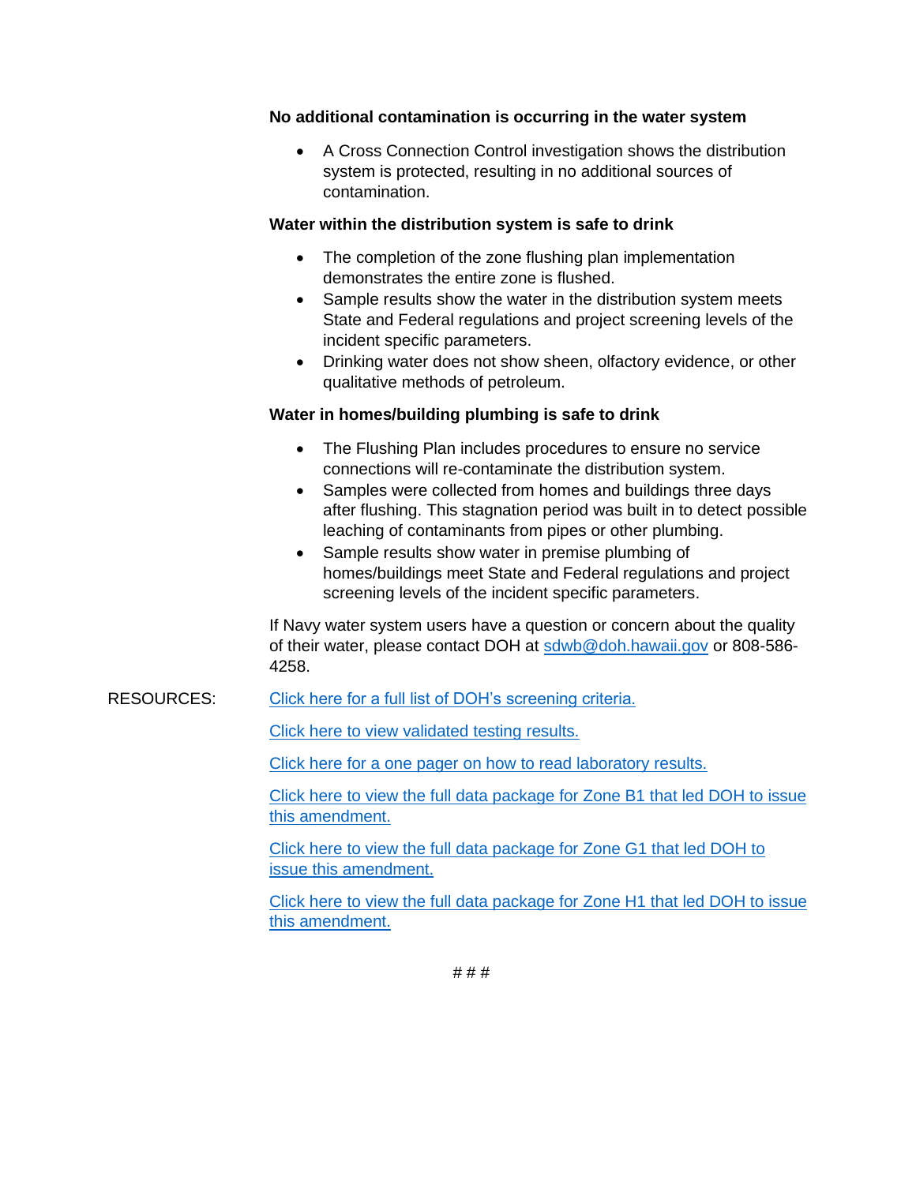**No additional contamination is occurring in the water system**

- A Cross Connection Control investigation shows the distribution system is protected, resulting in no additional sources of contamination.

**Water within the distribution system is safe to drink**

- The completion of the zone flushing plan implementation demonstrates the entire zone is flushed.
- Sample results show the water in the distribution system meets State and Federal regulations and project screening levels of the incident specific parameters.
- Drinking water does not show sheen, olfactory evidence, or other qualitative methods of petroleum.

**Water in homes/building plumbing is safe to drink**

- The Flushing Plan includes procedures to ensure no service connections will re-contaminate the distribution system.
- Samples were collected from homes and buildings three days after flushing. This stagnation period was built in to detect possible leaching of contaminants from pipes or other plumbing.
- Sample results show water in premise plumbing of homes/buildings meet State and Federal regulations and project screening levels of the incident specific parameters.

If Navy water system users have a question or concern about the quality of their water, please contact DOH at sdwb@doh.hawaii.gov or 808-586-4258.

RESOURCES:

Click here for a full list of DOH's screening criteria.

Click here to view validated testing results.

Click here for a one pager on how to read laboratory results.

Click here to view the full data package for Zone B1 that led DOH to issue this amendment.

Click here to view the full data package for Zone G1 that led DOH to issue this amendment.

Click here to view the full data package for Zone H1 that led DOH to issue this amendment.

# # #